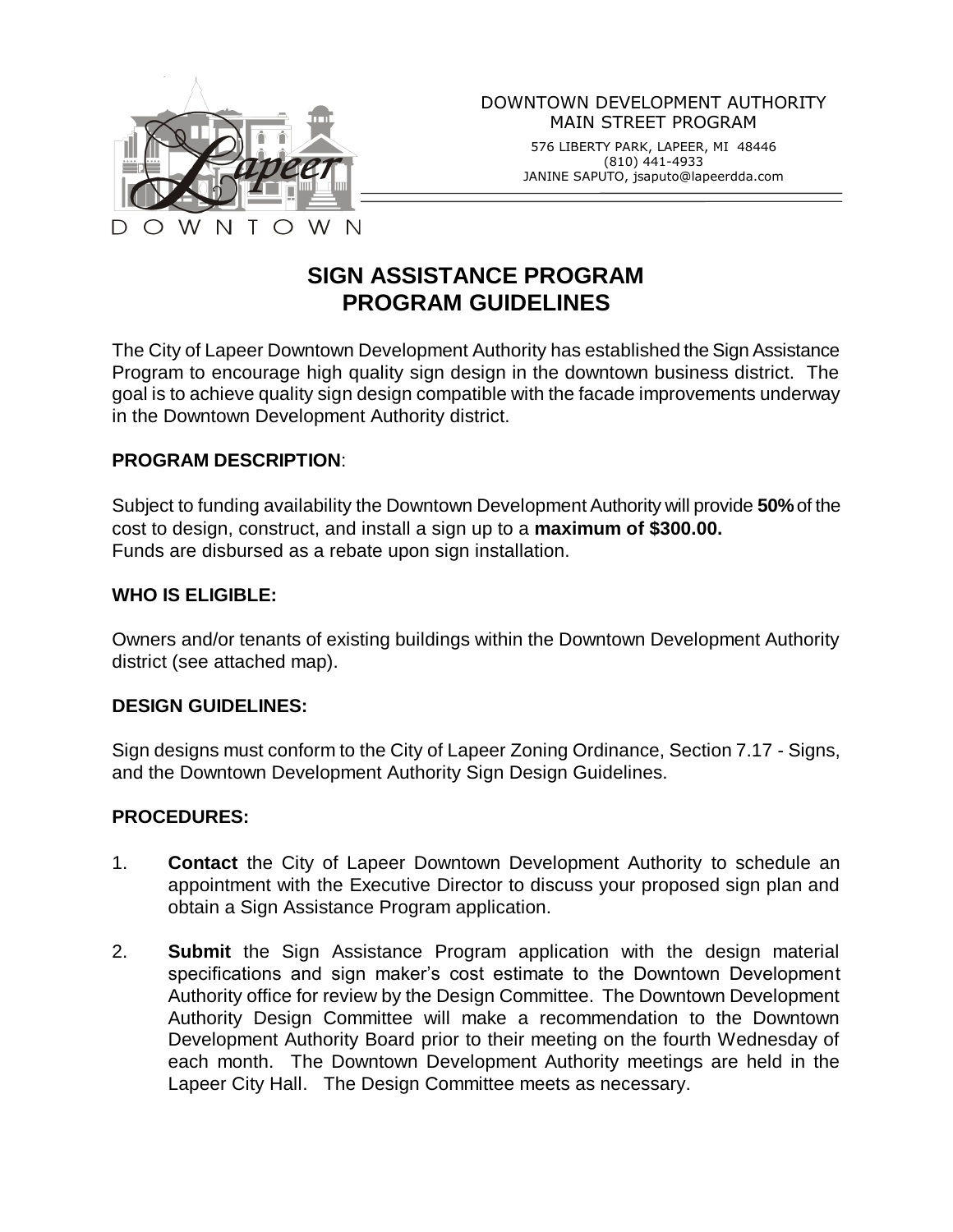DOWNTOWN DEVELOPMENT AUTHORITY
MAIN STREET PROGRAM

576 LIBERTY PARK, LAPEER, MI 48446
(810) 441-4933
JANINE SAPUTO, jsaputo@lapeerdda.com

# SIGN ASSISTANCE PROGRAM
# PROGRAM GUIDELINES

The City of Lapeer Downtown Development Authority has established the Sign Assistance Program to encourage high quality sign design in the downtown business district. The goal is to achieve quality sign design compatible with the facade improvements underway in the Downtown Development Authority district.

**PROGRAM DESCRIPTION**:

Subject to funding availability the Downtown Development Authority will provide **50%** of the cost to design, construct, and install a sign up to a **maximum of $300.00.**
Funds are disbursed as a rebate upon sign installation.

**WHO IS ELIGIBLE:**

Owners and/or tenants of existing buildings within the Downtown Development Authority district (see attached map).

**DESIGN GUIDELINES:**

Sign designs must conform to the City of Lapeer Zoning Ordinance, Section 7.17 - Signs, and the Downtown Development Authority Sign Design Guidelines.

**PROCEDURES:**

1. **Contact** the City of Lapeer Downtown Development Authority to schedule an appointment with the Executive Director to discuss your proposed sign plan and obtain a Sign Assistance Program application.

2. **Submit** the Sign Assistance Program application with the design material specifications and sign maker's cost estimate to the Downtown Development Authority office for review by the Design Committee. The Downtown Development Authority Design Committee will make a recommendation to the Downtown Development Authority Board prior to their meeting on the fourth Wednesday of each month. The Downtown Development Authority meetings are held in the Lapeer City Hall. The Design Committee meets as necessary.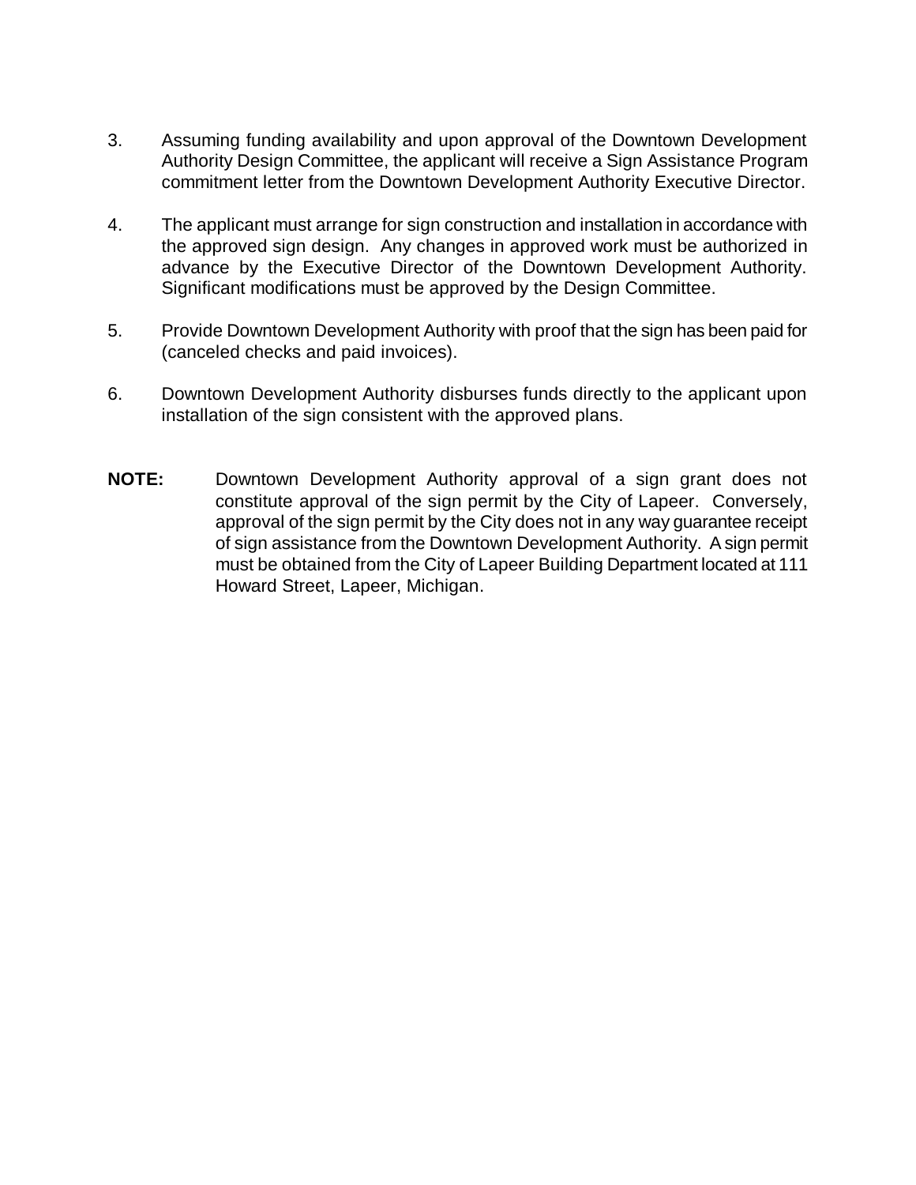3. Assuming funding availability and upon approval of the Downtown Development Authority Design Committee, the applicant will receive a Sign Assistance Program commitment letter from the Downtown Development Authority Executive Director.

4. The applicant must arrange for sign construction and installation in accordance with the approved sign design. Any changes in approved work must be authorized in advance by the Executive Director of the Downtown Development Authority. Significant modifications must be approved by the Design Committee.

5. Provide Downtown Development Authority with proof that the sign has been paid for (canceled checks and paid invoices).

6. Downtown Development Authority disburses funds directly to the applicant upon installation of the sign consistent with the approved plans.

**NOTE:** Downtown Development Authority approval of a sign grant does not constitute approval of the sign permit by the City of Lapeer. Conversely, approval of the sign permit by the City does not in any way guarantee receipt of sign assistance from the Downtown Development Authority. A sign permit must be obtained from the City of Lapeer Building Department located at 111 Howard Street, Lapeer, Michigan.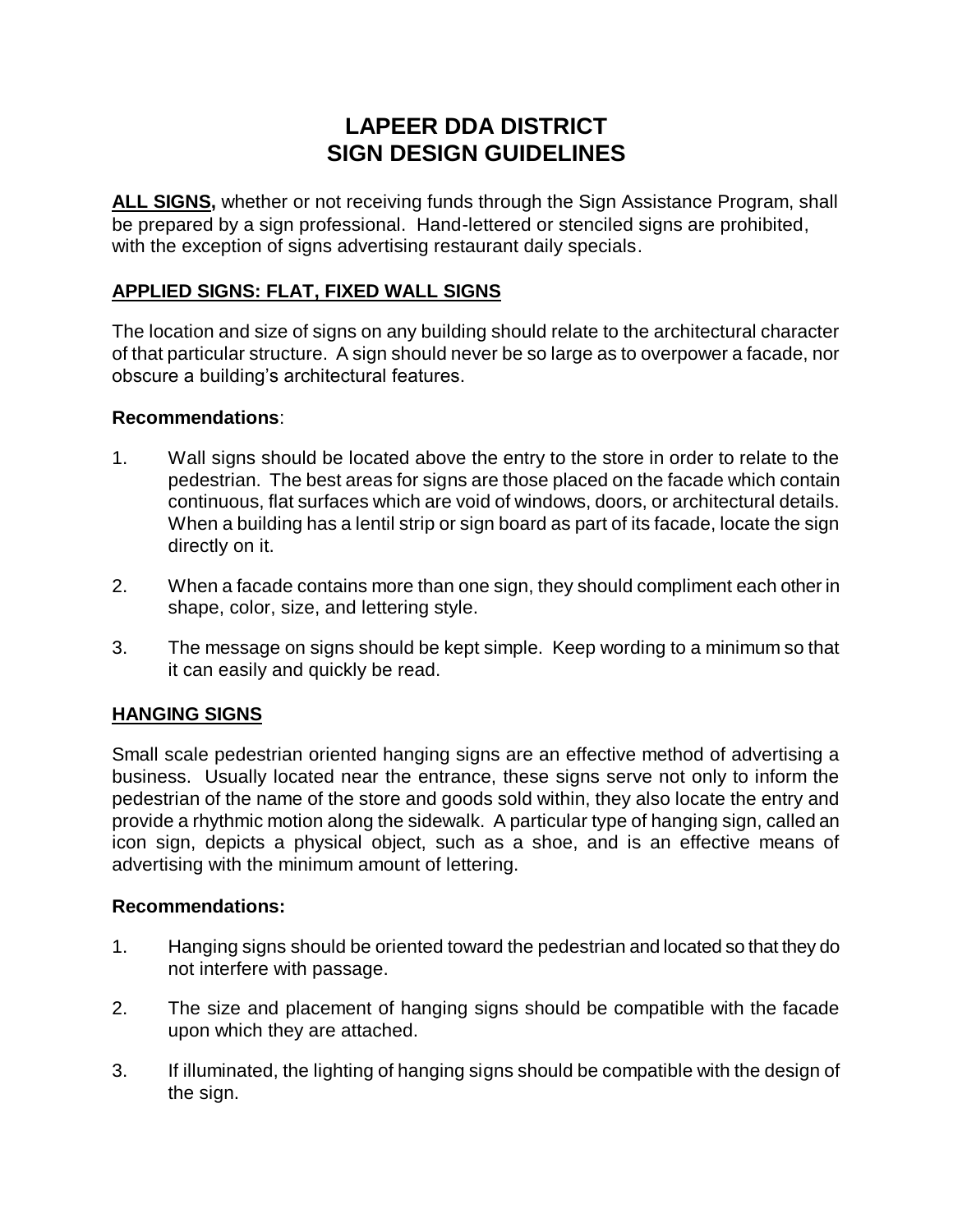# LAPEER DDA DISTRICT
# SIGN DESIGN GUIDELINES

**ALL SIGNS,** whether or not receiving funds through the Sign Assistance Program, shall be prepared by a sign professional. Hand-lettered or stenciled signs are prohibited, with the exception of signs advertising restaurant daily specials.

## APPLIED SIGNS: FLAT, FIXED WALL SIGNS

The location and size of signs on any building should relate to the architectural character of that particular structure. A sign should never be so large as to overpower a facade, nor obscure a building's architectural features.

**Recommendations**:

1. Wall signs should be located above the entry to the store in order to relate to the pedestrian. The best areas for signs are those placed on the facade which contain continuous, flat surfaces which are void of windows, doors, or architectural details. When a building has a lentil strip or sign board as part of its facade, locate the sign directly on it.

2. When a facade contains more than one sign, they should compliment each other in shape, color, size, and lettering style.

3. The message on signs should be kept simple. Keep wording to a minimum so that it can easily and quickly be read.

## HANGING SIGNS

Small scale pedestrian oriented hanging signs are an effective method of advertising a business. Usually located near the entrance, these signs serve not only to inform the pedestrian of the name of the store and goods sold within, they also locate the entry and provide a rhythmic motion along the sidewalk. A particular type of hanging sign, called an icon sign, depicts a physical object, such as a shoe, and is an effective means of advertising with the minimum amount of lettering.

**Recommendations:**

1. Hanging signs should be oriented toward the pedestrian and located so that they do not interfere with passage.

2. The size and placement of hanging signs should be compatible with the facade upon which they are attached.

3. If illuminated, the lighting of hanging signs should be compatible with the design of the sign.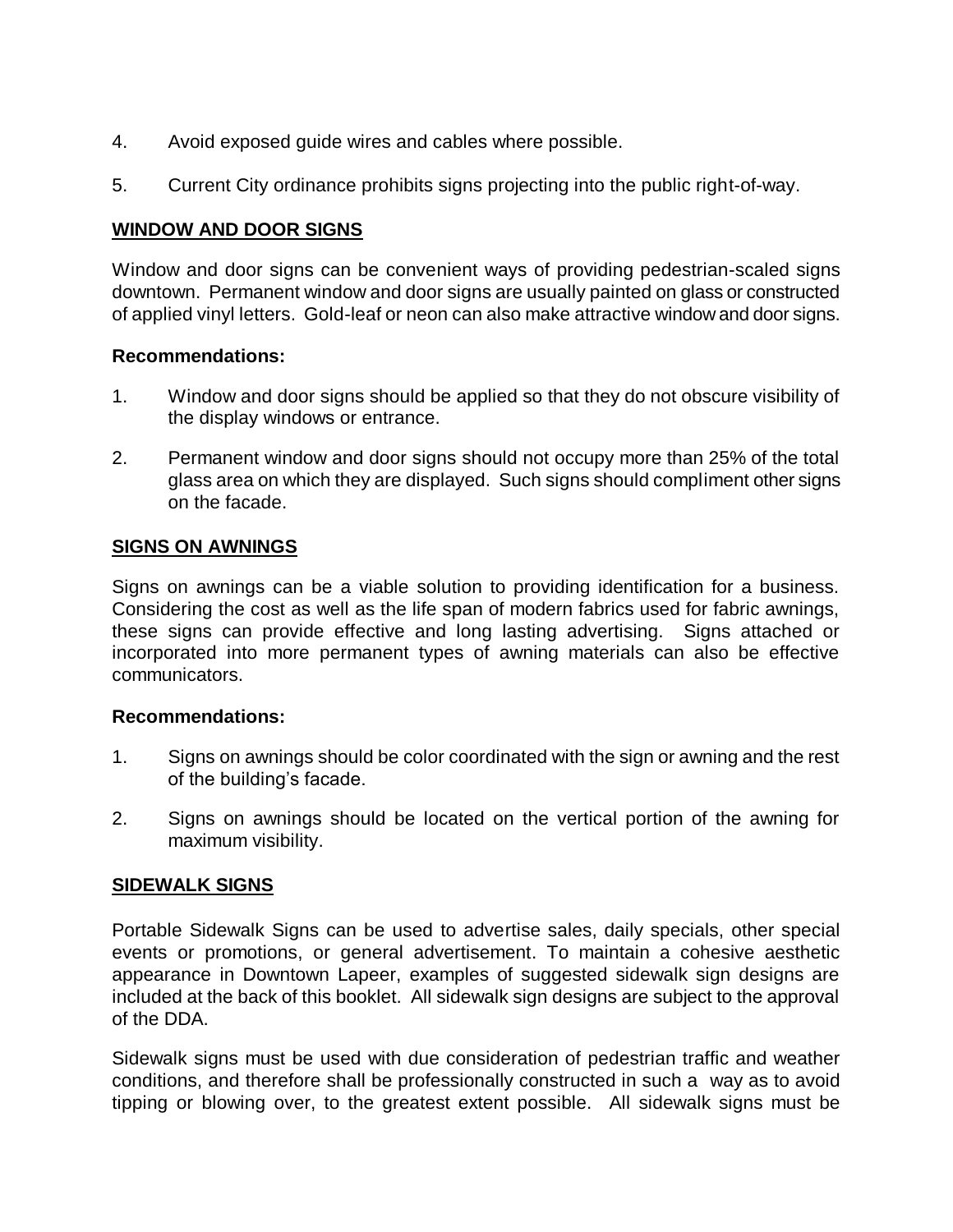4. Avoid exposed guide wires and cables where possible.

5. Current City ordinance prohibits signs projecting into the public right-of-way.

## WINDOW AND DOOR SIGNS

Window and door signs can be convenient ways of providing pedestrian-scaled signs downtown. Permanent window and door signs are usually painted on glass or constructed of applied vinyl letters. Gold-leaf or neon can also make attractive window and door signs.

**Recommendations:**

1. Window and door signs should be applied so that they do not obscure visibility of the display windows or entrance.

2. Permanent window and door signs should not occupy more than 25% of the total glass area on which they are displayed. Such signs should compliment other signs on the facade.

## SIGNS ON AWNINGS

Signs on awnings can be a viable solution to providing identification for a business. Considering the cost as well as the life span of modern fabrics used for fabric awnings, these signs can provide effective and long lasting advertising. Signs attached or incorporated into more permanent types of awning materials can also be effective communicators.

**Recommendations:**

1. Signs on awnings should be color coordinated with the sign or awning and the rest of the building's facade.

2. Signs on awnings should be located on the vertical portion of the awning for maximum visibility.

## SIDEWALK SIGNS

Portable Sidewalk Signs can be used to advertise sales, daily specials, other special events or promotions, or general advertisement. To maintain a cohesive aesthetic appearance in Downtown Lapeer, examples of suggested sidewalk sign designs are included at the back of this booklet. All sidewalk sign designs are subject to the approval of the DDA.

Sidewalk signs must be used with due consideration of pedestrian traffic and weather conditions, and therefore shall be professionally constructed in such a way as to avoid tipping or blowing over, to the greatest extent possible. All sidewalk signs must be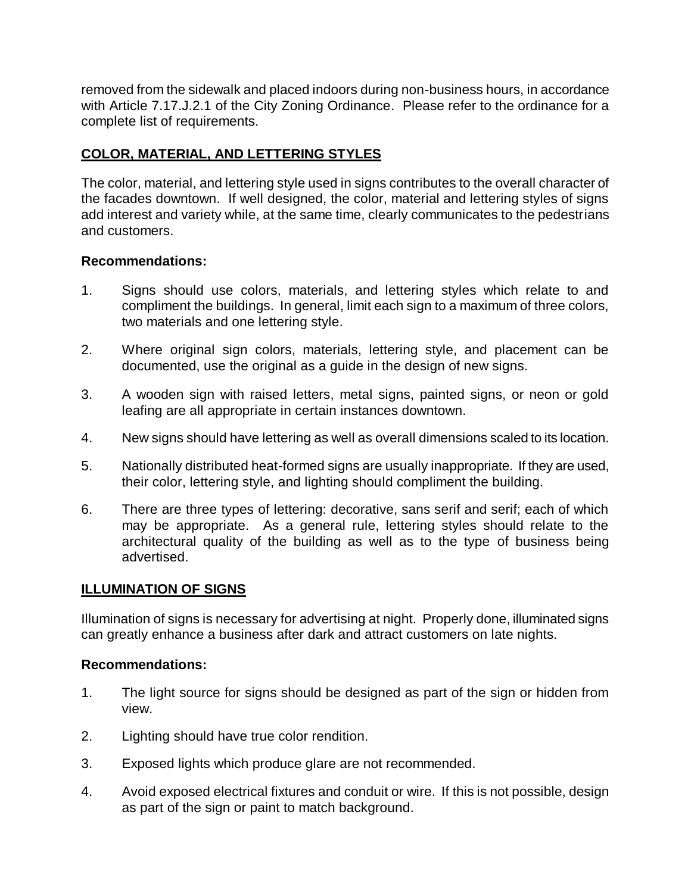removed from the sidewalk and placed indoors during non-business hours, in accordance with Article 7.17.J.2.1 of the City Zoning Ordinance. Please refer to the ordinance for a complete list of requirements.

## COLOR, MATERIAL, AND LETTERING STYLES

The color, material, and lettering style used in signs contributes to the overall character of the facades downtown. If well designed, the color, material and lettering styles of signs add interest and variety while, at the same time, clearly communicates to the pedestrians and customers.

**Recommendations:**

1. Signs should use colors, materials, and lettering styles which relate to and compliment the buildings. In general, limit each sign to a maximum of three colors, two materials and one lettering style.
2. Where original sign colors, materials, lettering style, and placement can be documented, use the original as a guide in the design of new signs.
3. A wooden sign with raised letters, metal signs, painted signs, or neon or gold leafing are all appropriate in certain instances downtown.
4. New signs should have lettering as well as overall dimensions scaled to its location.
5. Nationally distributed heat-formed signs are usually inappropriate. If they are used, their color, lettering style, and lighting should compliment the building.
6. There are three types of lettering: decorative, sans serif and serif; each of which may be appropriate. As a general rule, lettering styles should relate to the architectural quality of the building as well as to the type of business being advertised.

## ILLUMINATION OF SIGNS

Illumination of signs is necessary for advertising at night. Properly done, illuminated signs can greatly enhance a business after dark and attract customers on late nights.

**Recommendations:**

1. The light source for signs should be designed as part of the sign or hidden from view.
2. Lighting should have true color rendition.
3. Exposed lights which produce glare are not recommended.
4. Avoid exposed electrical fixtures and conduit or wire. If this is not possible, design as part of the sign or paint to match background.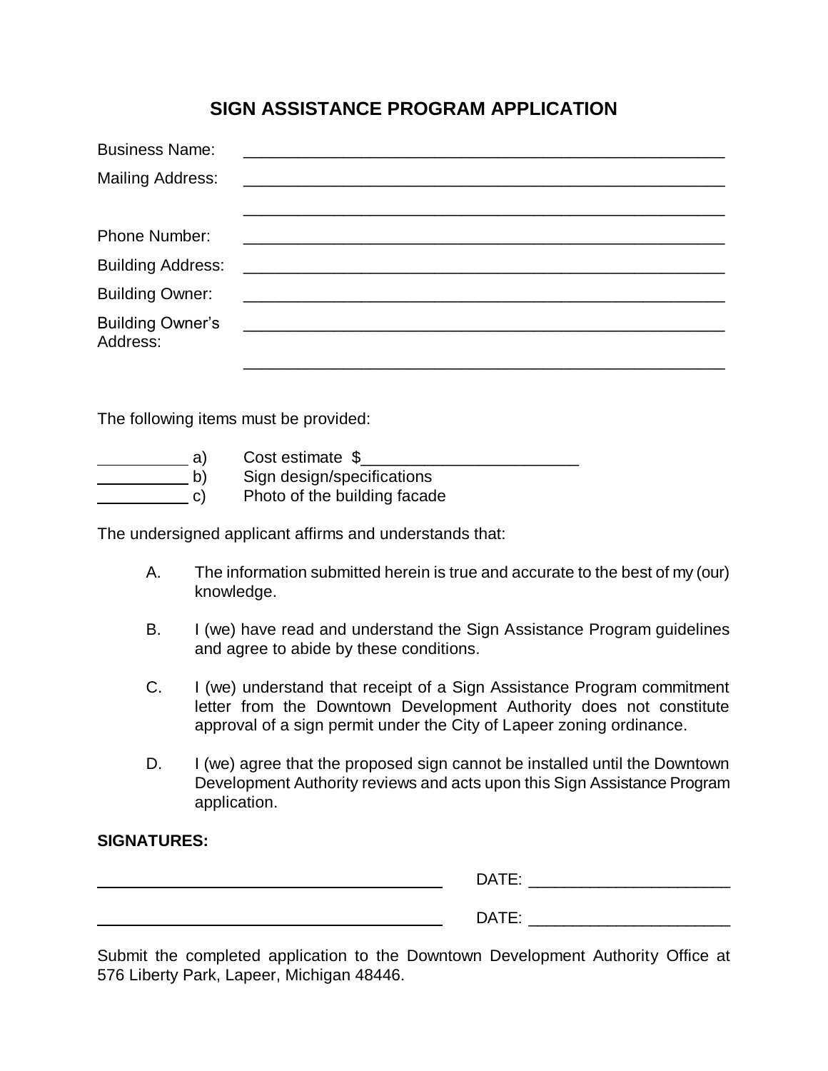# SIGN ASSISTANCE PROGRAM APPLICATION

Business Name: ________________________________________________

Mailing Address: ________________________________________________

________________________________________________

Phone Number: ________________________________________________

Building Address: ________________________________________________

Building Owner: ________________________________________________

Building Owner's Address: ________________________________________________

________________________________________________

The following items must be provided:

__________ a) Cost estimate $________________________

__________ b) Sign design/specifications

__________ c) Photo of the building facade

The undersigned applicant affirms and understands that:

A. The information submitted herein is true and accurate to the best of my (our) knowledge.

B. I (we) have read and understand the Sign Assistance Program guidelines and agree to abide by these conditions.

C. I (we) understand that receipt of a Sign Assistance Program commitment letter from the Downtown Development Authority does not constitute approval of a sign permit under the City of Lapeer zoning ordinance.

D. I (we) agree that the proposed sign cannot be installed until the Downtown Development Authority reviews and acts upon this Sign Assistance Program application.

**SIGNATURES:**

________________________________________ DATE: ______________________

________________________________________ DATE: ______________________

Submit the completed application to the Downtown Development Authority Office at 576 Liberty Park, Lapeer, Michigan 48446.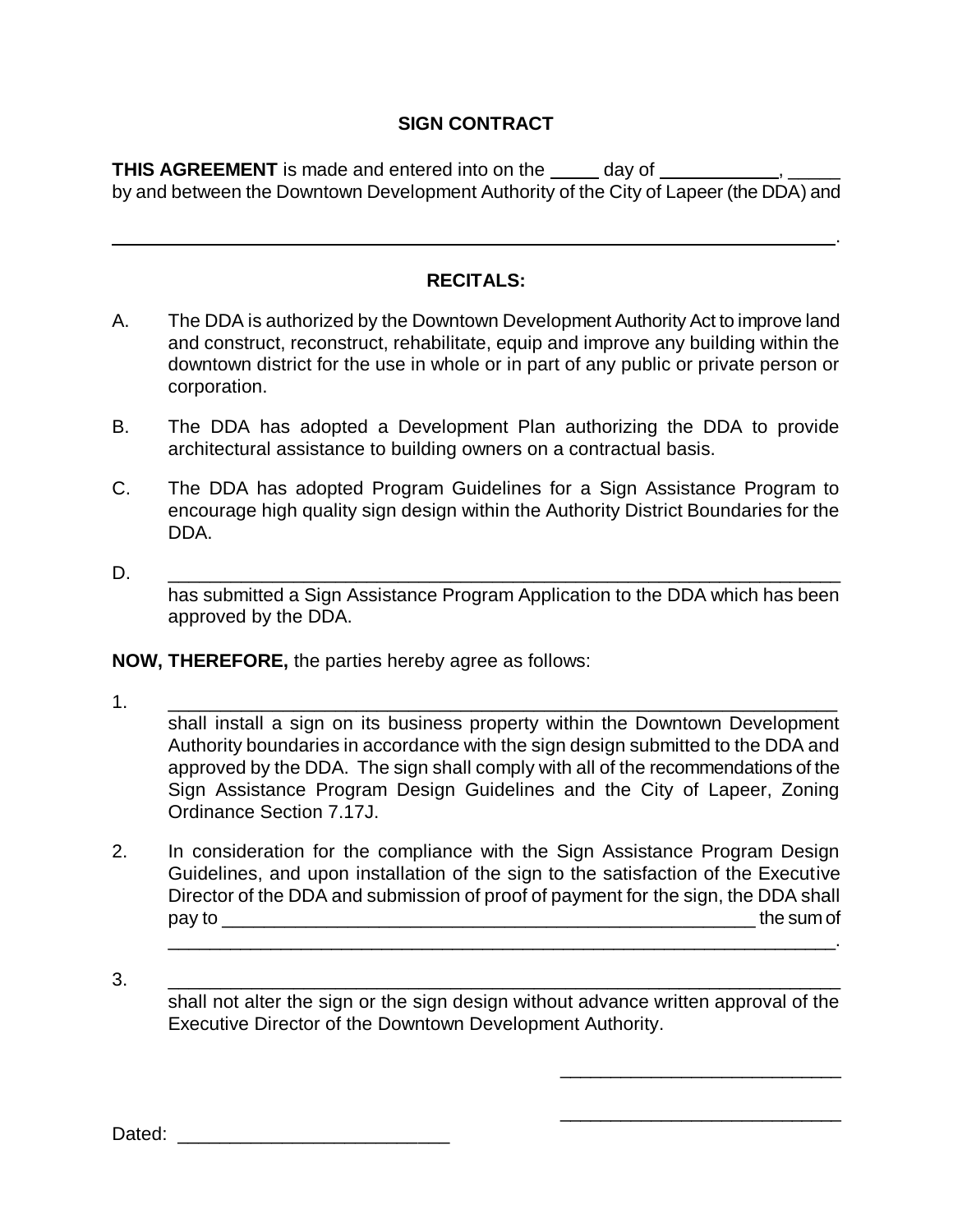**SIGN CONTRACT**

**THIS AGREEMENT** is made and entered into on the _____ day of ____________, _____ by and between the Downtown Development Authority of the City of Lapeer (the DDA) and

____________________________________________________________________________.

**RECITALS:**

A. The DDA is authorized by the Downtown Development Authority Act to improve land and construct, reconstruct, rehabilitate, equip and improve any building within the downtown district for the use in whole or in part of any public or private person or corporation.

B. The DDA has adopted a Development Plan authorizing the DDA to provide architectural assistance to building owners on a contractual basis.

C. The DDA has adopted Program Guidelines for a Sign Assistance Program to encourage high quality sign design within the Authority District Boundaries for the DDA.

D. ________________________________________________________________ has submitted a Sign Assistance Program Application to the DDA which has been approved by the DDA.

**NOW, THEREFORE,** the parties hereby agree as follows:

1. ________________________________________________________________ shall install a sign on its business property within the Downtown Development Authority boundaries in accordance with the sign design submitted to the DDA and approved by the DDA. The sign shall comply with all of the recommendations of the Sign Assistance Program Design Guidelines and the City of Lapeer, Zoning Ordinance Section 7.17J.

2. In consideration for the compliance with the Sign Assistance Program Design Guidelines, and upon installation of the sign to the satisfaction of the Executive Director of the DDA and submission of proof of payment for the sign, the DDA shall pay to ______________________________________________________ the sum of ________________________________________________________________.

3. ________________________________________________________________ shall not alter the sign or the sign design without advance written approval of the Executive Director of the Downtown Development Authority.

____________________________

____________________________

Dated: __________________________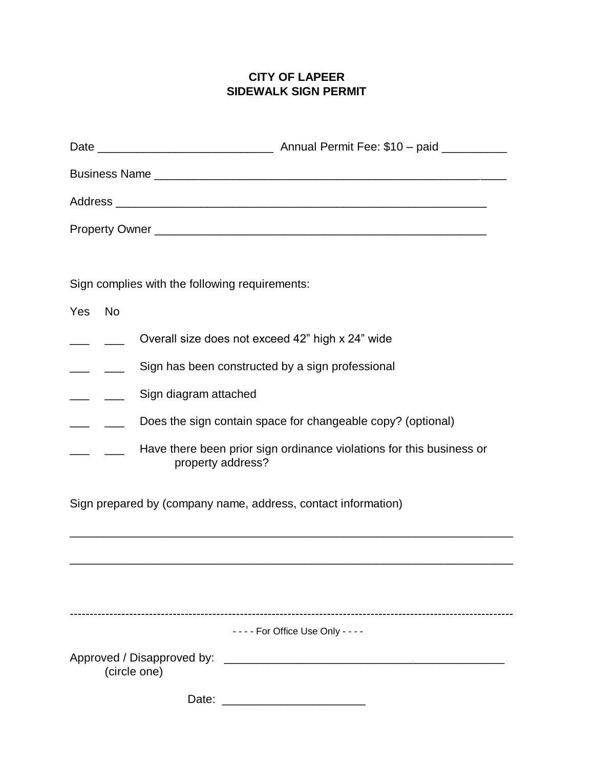# CITY OF LAPEER
## SIDEWALK SIGN PERMIT

Date ___________________________ Annual Permit Fee: $10 – paid __________

Business Name ___________________________________________________________

Address _________________________________________________________

Property Owner ___________________________________________________

Sign complies with the following requirements:

Yes No

___ ___ Overall size does not exceed 42" high x 24" wide

___ ___ Sign has been constructed by a sign professional

___ ___ Sign diagram attached

___ ___ Does the sign contain space for changeable copy? (optional)

___ ___ Have there been prior sign ordinance violations for this business or property address?

Sign prepared by (company name, address, contact information)

_____________________________________________________________________

_____________________________________________________________________

---

- - - - For Office Use Only - - - -

Approved / Disapproved by: ___________________________________________
(circle one)

Date: ______________________